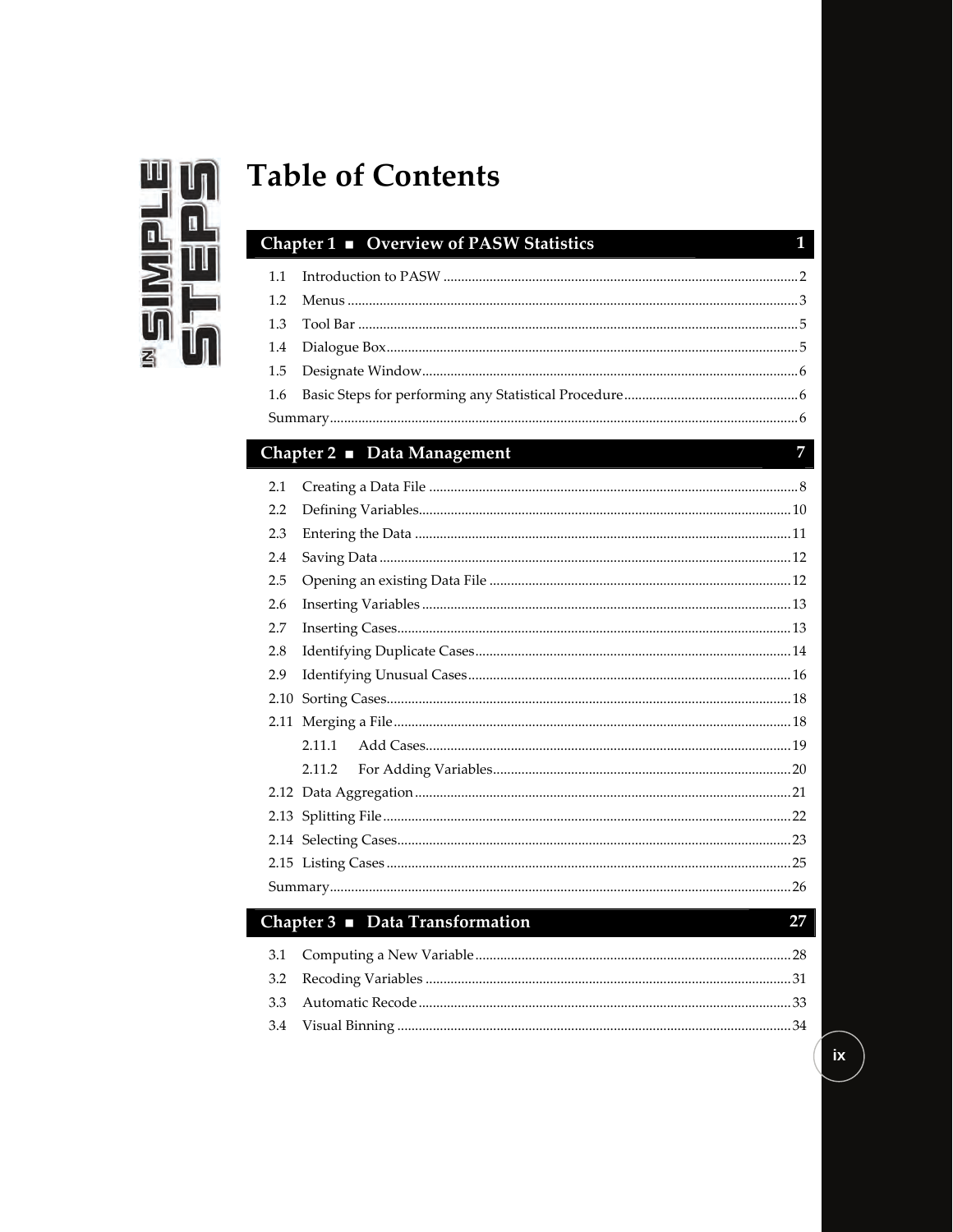# Table of Contents

## Chapter 1 ■ Overview of PASW Statistics 1

1.1 Introduction to PASW ....... 2
1.2 Menus ....... 3
1.3 Tool Bar ....... 5
1.4 Dialogue Box ....... 5
1.5 Designate Window ....... 6
1.6 Basic Steps for performing any Statistical Procedure ....... 6
Summary ....... 6

## Chapter 2 ■ Data Management 7

2.1 Creating a Data File ....... 8
2.2 Defining Variables ....... 10
2.3 Entering the Data ....... 11
2.4 Saving Data ....... 12
2.5 Opening an existing Data File ....... 12
2.6 Inserting Variables ....... 13
2.7 Inserting Cases ....... 13
2.8 Identifying Duplicate Cases ....... 14
2.9 Identifying Unusual Cases ....... 16
2.10 Sorting Cases ....... 18
2.11 Merging a File ....... 18
    2.11.1 Add Cases ....... 19
    2.11.2 For Adding Variables ....... 20
2.12 Data Aggregation ....... 21
2.13 Splitting File ....... 22
2.14 Selecting Cases ....... 23
2.15 Listing Cases ....... 25
Summary ....... 26

## Chapter 3 ■ Data Transformation 27

3.1 Computing a New Variable ....... 28
3.2 Recoding Variables ....... 31
3.3 Automatic Recode ....... 33
3.4 Visual Binning ....... 34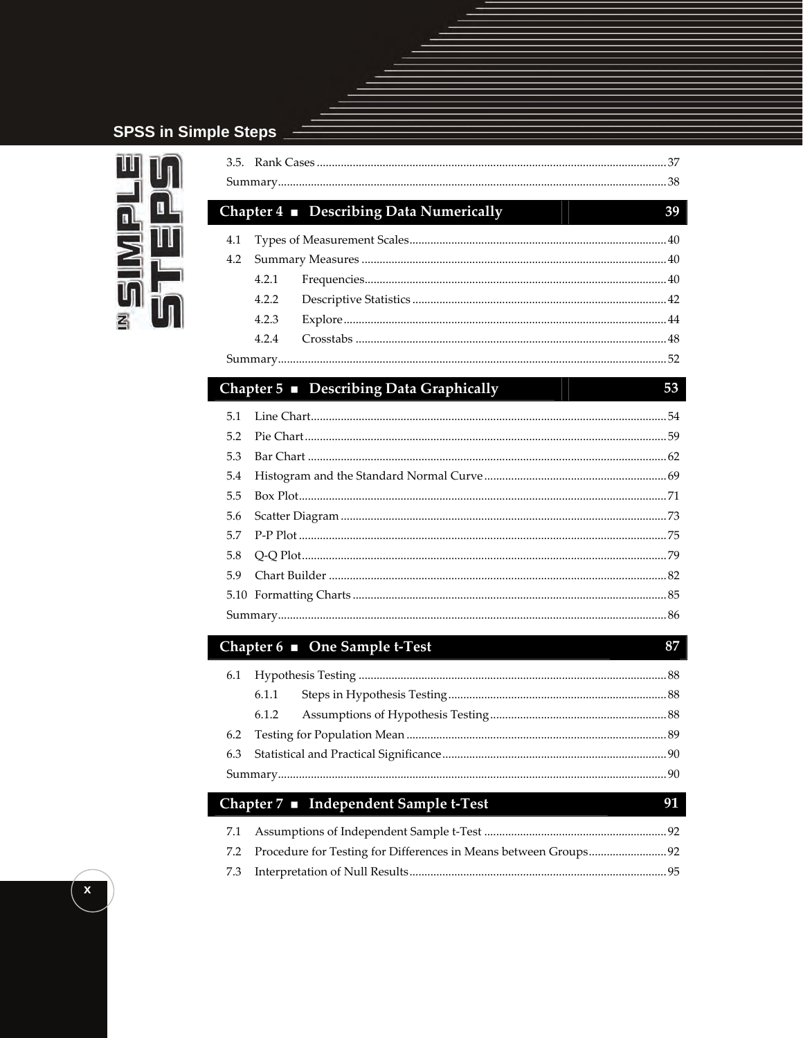3.5. Rank Cases .......... 37

Summary .......... 38

## Chapter 4 ■ Describing Data Numerically 39

4.1 Types of Measurement Scales .......... 40

4.2 Summary Measures .......... 40

4.2.1 Frequencies .......... 40

4.2.2 Descriptive Statistics .......... 42

4.2.3 Explore .......... 44

4.2.4 Crosstabs .......... 48

Summary .......... 52

## Chapter 5 ■ Describing Data Graphically 53

5.1 Line Chart .......... 54

5.2 Pie Chart .......... 59

5.3 Bar Chart .......... 62

5.4 Histogram and the Standard Normal Curve .......... 69

5.5 Box Plot .......... 71

5.6 Scatter Diagram .......... 73

5.7 P-P Plot .......... 75

5.8 Q-Q Plot .......... 79

5.9 Chart Builder .......... 82

5.10 Formatting Charts .......... 85

Summary .......... 86

## Chapter 6 ■ One Sample t-Test 87

6.1 Hypothesis Testing .......... 88

6.1.1 Steps in Hypothesis Testing .......... 88

6.1.2 Assumptions of Hypothesis Testing .......... 88

6.2 Testing for Population Mean .......... 89

6.3 Statistical and Practical Significance .......... 90

Summary .......... 90

## Chapter 7 ■ Independent Sample t-Test 91

7.1 Assumptions of Independent Sample t-Test .......... 92

7.2 Procedure for Testing for Differences in Means between Groups .......... 92

7.3 Interpretation of Null Results .......... 95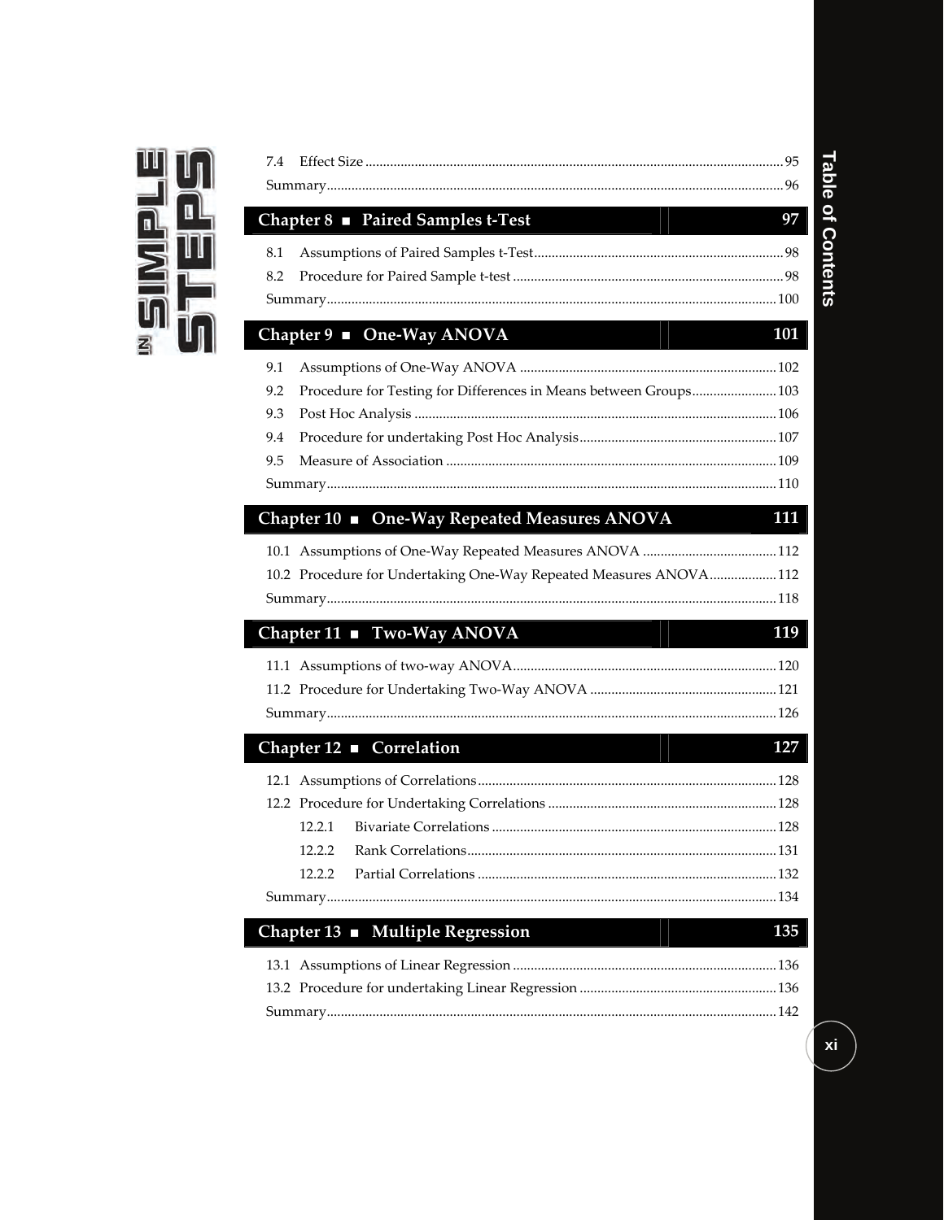7.4 Effect Size ........................................................................................................ 95
Summary ................................................................................................................ 96

## Chapter 8 ■ Paired Samples t-Test 97

8.1 Assumptions of Paired Samples t-Test ........................................................ 98
8.2 Procedure for Paired Sample t-test ................................................................ 98
Summary ................................................................................................................ 100

## Chapter 9 ■ One-Way ANOVA 101

9.1 Assumptions of One-Way ANOVA ................................................................ 102
9.2 Procedure for Testing for Differences in Means between Groups ................ 103
9.3 Post Hoc Analysis ........................................................................................ 106
9.4 Procedure for undertaking Post Hoc Analysis ............................................ 107
9.5 Measure of Association ................................................................................ 109
Summary ................................................................................................................ 110

## Chapter 10 ■ One-Way Repeated Measures ANOVA 111

10.1 Assumptions of One-Way Repeated Measures ANOVA ............................ 112
10.2 Procedure for Undertaking One-Way Repeated Measures ANOVA ............ 112
Summary ................................................................................................................ 118

## Chapter 11 ■ Two-Way ANOVA 119

11.1 Assumptions of two-way ANOVA ............................................................... 120
11.2 Procedure for Undertaking Two-Way ANOVA ............................................ 121
Summary ................................................................................................................ 126

## Chapter 12 ■ Correlation 127

12.1 Assumptions of Correlations ........................................................................ 128
12.2 Procedure for Undertaking Correlations ...................................................... 128
  12.2.1 Bivariate Correlations ........................................................................ 128
  12.2.2 Rank Correlations ................................................................................ 131
  12.2.2 Partial Correlations ............................................................................. 132
Summary ................................................................................................................ 134

## Chapter 13 ■ Multiple Regression 135

13.1 Assumptions of Linear Regression ............................................................... 136
13.2 Procedure for undertaking Linear Regression ............................................. 136
Summary ................................................................................................................ 142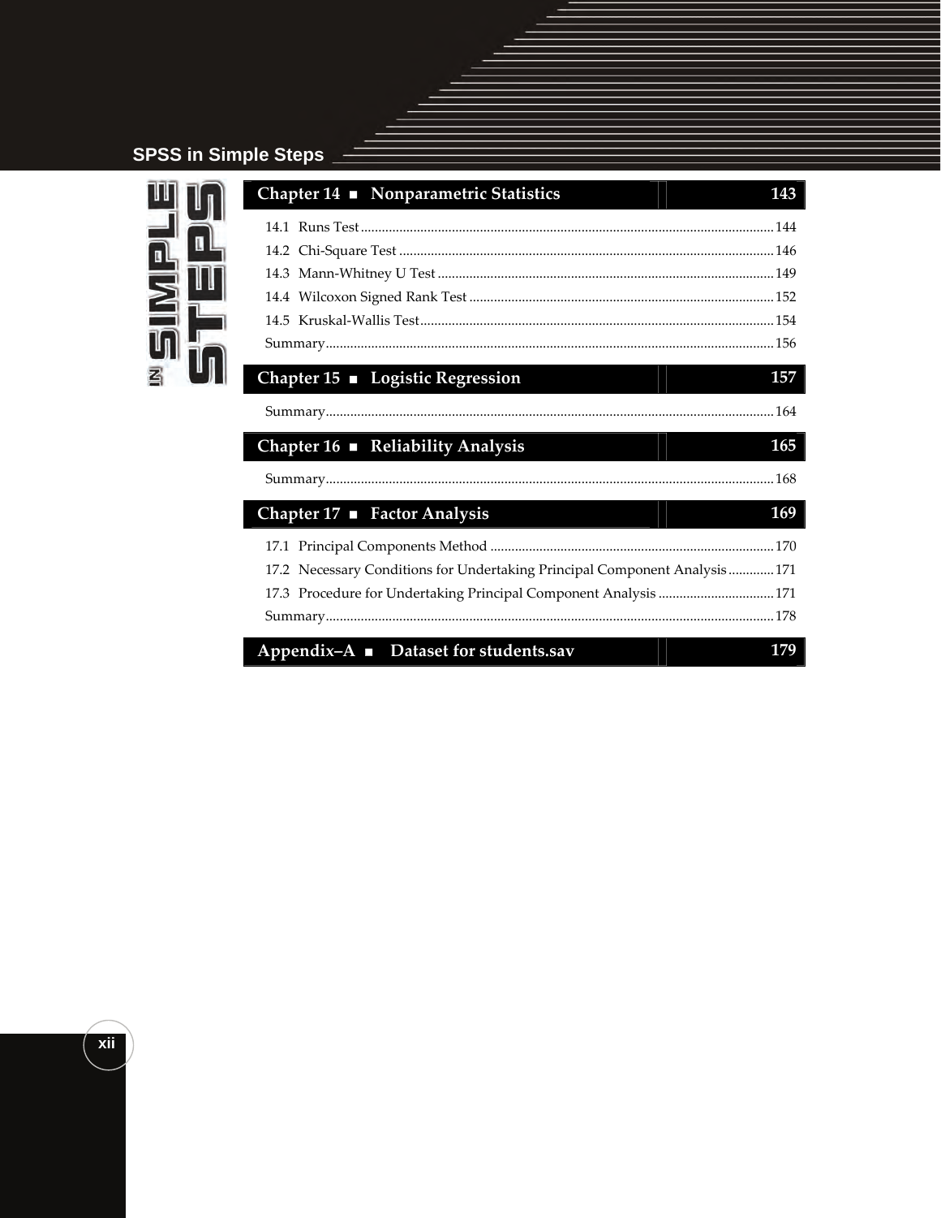## Chapter 14 ■ Nonparametric Statistics 143

14.1 Runs Test ........................................................................................................ 144

14.2 Chi-Square Test ............................................................................................... 146

14.3 Mann-Whitney U Test .................................................................................... 149

14.4 Wilcoxon Signed Rank Test ........................................................................... 152

14.5 Kruskal-Wallis Test......................................................................................... 154

Summary.................................................................................................................. 156

## Chapter 15 ■ Logistic Regression 157

Summary.................................................................................................................. 164

## Chapter 16 ■ Reliability Analysis 165

Summary.................................................................................................................. 168

## Chapter 17 ■ Factor Analysis 169

17.1 Principal Components Method ..................................................................... 170

17.2 Necessary Conditions for Undertaking Principal Component Analysis ............. 171

17.3 Procedure for Undertaking Principal Component Analysis ................................ 171

Summary.................................................................................................................. 178

## Appendix–A ■ Dataset for students.sav 179